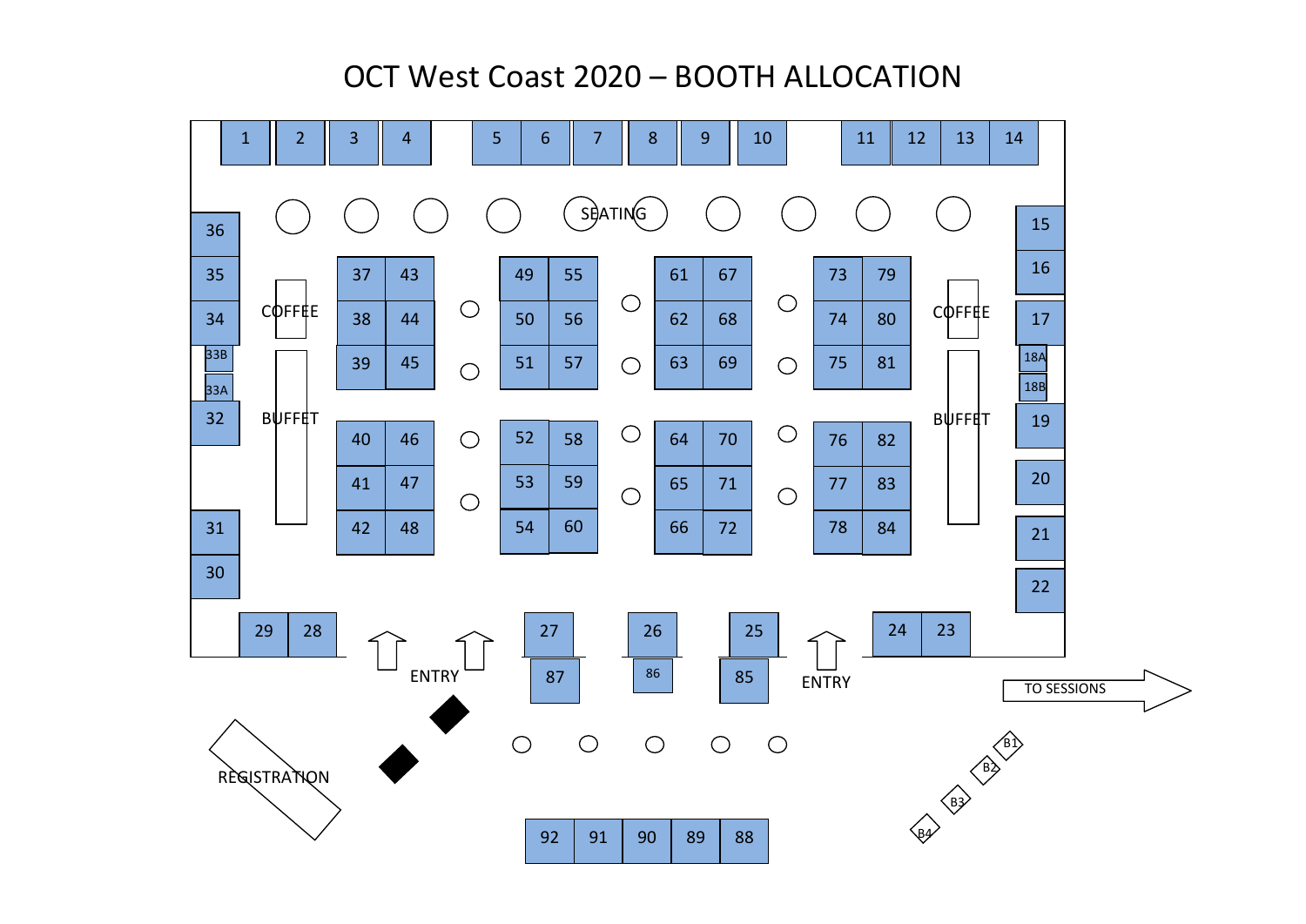# OCT West Coast 2020 – BOOTH ALLOCATION

1 2 3 4 5 6 7 8 9 10 11 12 13 14

SEATING

36 35 34 33B 33A 32 31 30

COFFEE

BUFFET

37 43 38 44 39 45

40 46 41 47 42 48

49 55 50 56 51 57

52 58 53 59 54 60

61 67 62 68 63 69

64 70 65 71 66 72

73 79 74 80 75 81

76 82 77 83 78 84

COFFEE

BUFFET

15 16 17 18A 18B 19 20 21 22

29 28 27 26 25 24 23

ENTRY

87 86 85

ENTRY

TO SESSIONS

REGISTRATION

92 91 90 89 88

B1 B2 B3 B4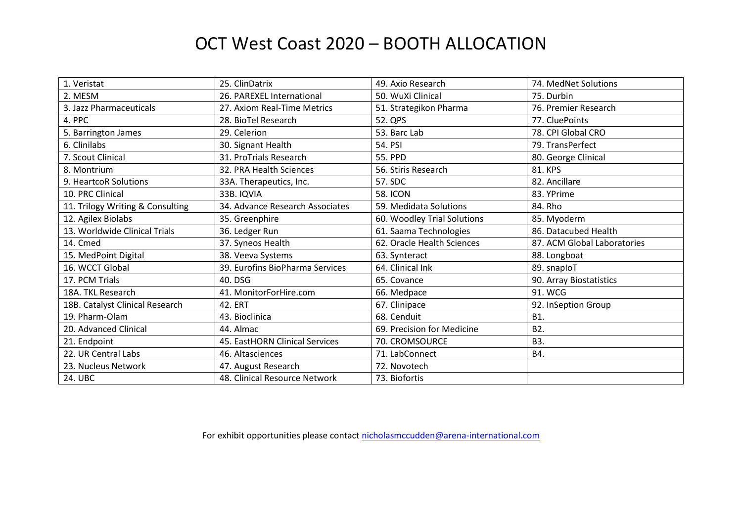# OCT West Coast 2020 – BOOTH ALLOCATION

| | | | |
|---|---|---|---|
| 1. Veristat | 25. ClinDatrix | 49. Axio Research | 74. MedNet Solutions |
| 2. MESM | 26. PAREXEL International | 50. WuXi Clinical | 75. Durbin |
| 3. Jazz Pharmaceuticals | 27. Axiom Real-Time Metrics | 51. Strategikon Pharma | 76. Premier Research |
| 4. PPC | 28. BioTel Research | 52. QPS | 77. CluePoints |
| 5. Barrington James | 29. Celerion | 53. Barc Lab | 78. CPI Global CRO |
| 6. Clinilabs | 30. Signant Health | 54. PSI | 79. TransPerfect |
| 7. Scout Clinical | 31. ProTrials Research | 55. PPD | 80. George Clinical |
| 8. Montrium | 32. PRA Health Sciences | 56. Stiris Research | 81. KPS |
| 9. HeartcoR Solutions | 33A. Therapeutics, Inc. | 57. SDC | 82. Ancillare |
| 10. PRC Clinical | 33B. IQVIA | 58. ICON | 83. YPrime |
| 11. Trilogy Writing & Consulting | 34. Advance Research Associates | 59. Medidata Solutions | 84. Rho |
| 12. Agilex Biolabs | 35. Greenphire | 60. Woodley Trial Solutions | 85. Myoderm |
| 13. Worldwide Clinical Trials | 36. Ledger Run | 61. Saama Technologies | 86. Datacubed Health |
| 14. Cmed | 37. Syneos Health | 62. Oracle Health Sciences | 87. ACM Global Laboratories |
| 15. MedPoint Digital | 38. Veeva Systems | 63. Synteract | 88. Longboat |
| 16. WCCT Global | 39. Eurofins BioPharma Services | 64. Clinical Ink | 89. snapIoT |
| 17. PCM Trials | 40. DSG | 65. Covance | 90. Array Biostatistics |
| 18A. TKL Research | 41. MonitorForHire.com | 66. Medpace | 91. WCG |
| 18B. Catalyst Clinical Research | 42. ERT | 67. Clinipace | 92. InSeption Group |
| 19. Pharm-Olam | 43. Bioclinica | 68. Cenduit | B1. |
| 20. Advanced Clinical | 44. Almac | 69. Precision for Medicine | B2. |
| 21. Endpoint | 45. EastHORN Clinical Services | 70. CROMSOURCE | B3. |
| 22. UR Central Labs | 46. Altasciences | 71. LabConnect | B4. |
| 23. Nucleus Network | 47. August Research | 72. Novotech | |
| 24. UBC | 48. Clinical Resource Network | 73. Biofortis | |

For exhibit opportunities please contact nicholasmccudden@arena-international.com